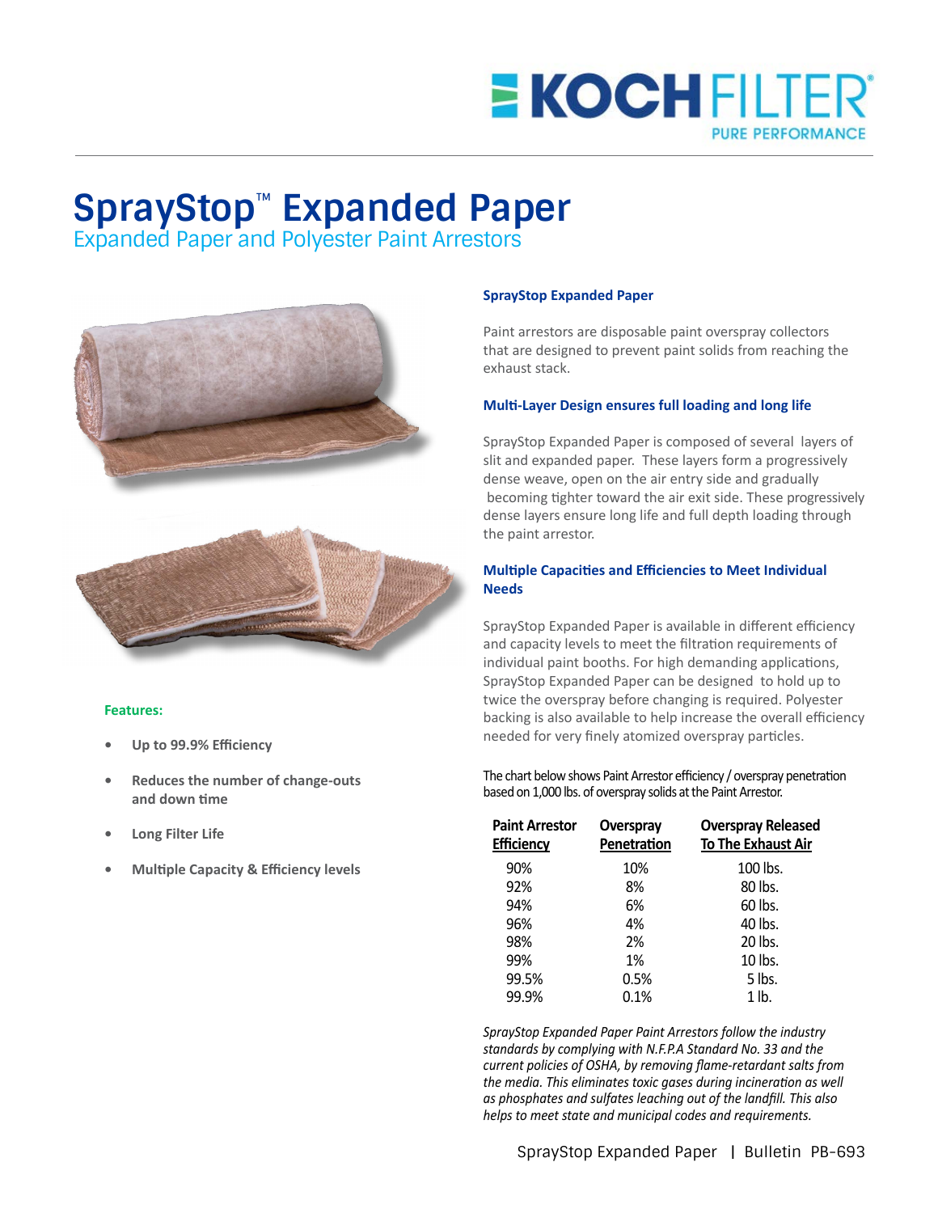# SprayStop™ Expanded Paper

## Expanded Paper and Polyester Paint Arrestors

### SprayStop Expanded Paper

Paint arrestors are disposable paint overspray collectors that are designed to prevent paint solids from reaching the exhaust stack.

### Multi-Layer Design ensures full loading and long life

SprayStop Expanded Paper is composed of several layers of slit and expanded paper. These layers form a progressively dense weave, open on the air entry side and gradually becoming tighter toward the air exit side. These progressively dense layers ensure long life and full depth loading through the paint arrestor.

### Multiple Capacities and Efficiencies to Meet Individual Needs

SprayStop Expanded Paper is available in different efficiency and capacity levels to meet the filtration requirements of individual paint booths. For high demanding applications, SprayStop Expanded Paper can be designed to hold up to twice the overspray before changing is required. Polyester backing is also available to help increase the overall efficiency needed for very finely atomized overspray particles.

**Features:**

- Up to 99.9% Efficiency
- Reduces the number of change-outs and down time
- Long Filter Life
- Multiple Capacity & Efficiency levels

The chart below shows Paint Arrestor efficiency / overspray penetration based on 1,000 lbs. of overspray solids at the Paint Arrestor.

| Paint Arrestor Efficiency | Overspray Penetration | Overspray Released To The Exhaust Air |
|---|---|---|
| 90% | 10% | 100 lbs. |
| 92% | 8% | 80 lbs. |
| 94% | 6% | 60 lbs. |
| 96% | 4% | 40 lbs. |
| 98% | 2% | 20 lbs. |
| 99% | 1% | 10 lbs. |
| 99.5% | 0.5% | 5 lbs. |
| 99.9% | 0.1% | 1 lb. |

*SprayStop Expanded Paper Paint Arrestors follow the industry standards by complying with N.F.P.A Standard No. 33 and the current policies of OSHA, by removing flame-retardant salts from the media. This eliminates toxic gases during incineration as well as phosphates and sulfates leaching out of the landfill. This also helps to meet state and municipal codes and requirements.*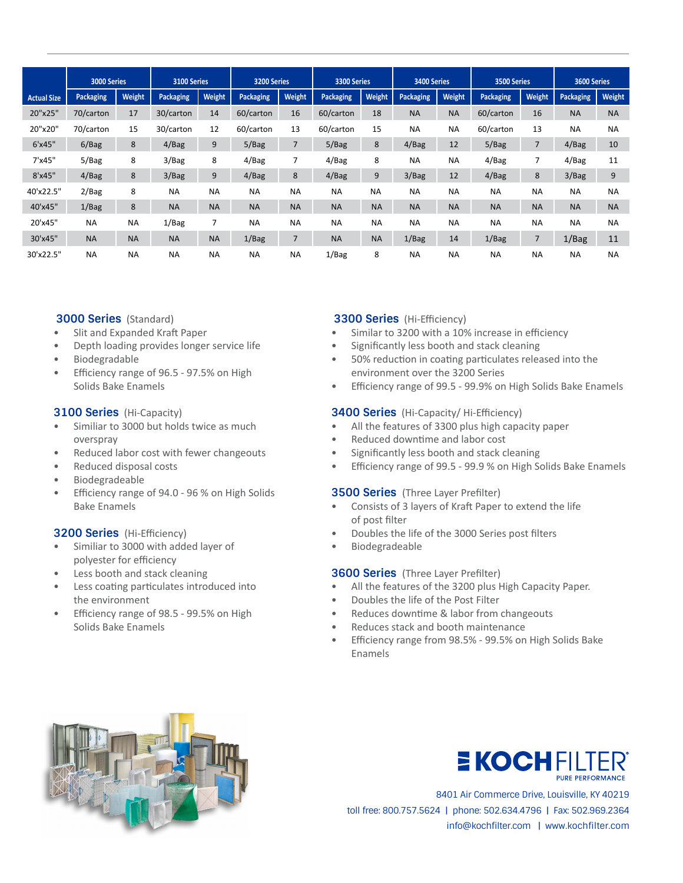| Actual Size | 3000 Series | | 3100 Series | | 3200 Series | | 3300 Series | | 3400 Series | | 3500 Series | | 3600 Series | |
|---|---|---|---|---|---|---|---|---|---|---|---|---|---|---|
| | Packaging | Weight | Packaging | Weight | Packaging | Weight | Packaging | Weight | Packaging | Weight | Packaging | Weight | Packaging | Weight |
| 20"x25" | 70/carton | 17 | 30/carton | 14 | 60/carton | 16 | 60/carton | 18 | NA | NA | 60/carton | 16 | NA | NA |
| 20"x20" | 70/carton | 15 | 30/carton | 12 | 60/carton | 13 | 60/carton | 15 | NA | NA | 60/carton | 13 | NA | NA |
| 6'x45" | 6/Bag | 8 | 4/Bag | 9 | 5/Bag | 7 | 5/Bag | 8 | 4/Bag | 12 | 5/Bag | 7 | 4/Bag | 10 |
| 7'x45" | 5/Bag | 8 | 3/Bag | 8 | 4/Bag | 7 | 4/Bag | 8 | NA | NA | 4/Bag | 7 | 4/Bag | 11 |
| 8'x45" | 4/Bag | 8 | 3/Bag | 9 | 4/Bag | 8 | 4/Bag | 9 | 3/Bag | 12 | 4/Bag | 8 | 3/Bag | 9 |
| 40'x22.5" | 2/Bag | 8 | NA | NA | NA | NA | NA | NA | NA | NA | NA | NA | NA | NA |
| 40'x45" | 1/Bag | 8 | NA | NA | NA | NA | NA | NA | NA | NA | NA | NA | NA | NA |
| 20'x45" | NA | NA | 1/Bag | 7 | NA | NA | NA | NA | NA | NA | NA | NA | NA | NA |
| 30'x45" | NA | NA | NA | NA | 1/Bag | 7 | NA | NA | 1/Bag | 14 | 1/Bag | 7 | 1/Bag | 11 |
| 30'x22.5" | NA | NA | NA | NA | NA | NA | 1/Bag | 8 | NA | NA | NA | NA | NA | NA |

### 3000 Series (Standard)

- Slit and Expanded Kraft Paper
- Depth loading provides longer service life
- Biodegradable
- Efficiency range of 96.5 - 97.5% on High Solids Bake Enamels

### 3100 Series (Hi-Capacity)

- Similiar to 3000 but holds twice as much overspray
- Reduced labor cost with fewer changeouts
- Reduced disposal costs
- Biodegradeable
- Efficiency range of 94.0 - 96 % on High Solids Bake Enamels

### 3200 Series (Hi-Efficiency)

- Similiar to 3000 with added layer of polyester for efficiency
- Less booth and stack cleaning
- Less coating particulates introduced into the environment
- Efficiency range of 98.5 - 99.5% on High Solids Bake Enamels

### 3300 Series (Hi-Efficiency)

- Similar to 3200 with a 10% increase in efficiency
- Significantly less booth and stack cleaning
- 50% reduction in coating particulates released into the environment over the 3200 Series
- Efficiency range of 99.5 - 99.9% on High Solids Bake Enamels

### 3400 Series (Hi-Capacity/ Hi-Efficiency)

- All the features of 3300 plus high capacity paper
- Reduced downtime and labor cost
- Significantly less booth and stack cleaning
- Efficiency range of 99.5 - 99.9 % on High Solids Bake Enamels

### 3500 Series (Three Layer Prefilter)

- Consists of 3 layers of Kraft Paper to extend the life of post filter
- Doubles the life of the 3000 Series post filters
- Biodegradeable

### 3600 Series (Three Layer Prefilter)

- All the features of the 3200 plus High Capacity Paper.
- Doubles the life of the Post Filter
- Reduces downtime & labor from changeouts
- Reduces stack and booth maintenance
- Efficiency range from 98.5% - 99.5% on High Solids Bake Enamels

KOCHFILTER®
PURE PERFORMANCE

8401 Air Commerce Drive, Louisville, KY 40219
toll free: 800.757.5624 | phone: 502.634.4796 | Fax: 502.969.2364
info@kochfilter.com | www.kochfilter.com